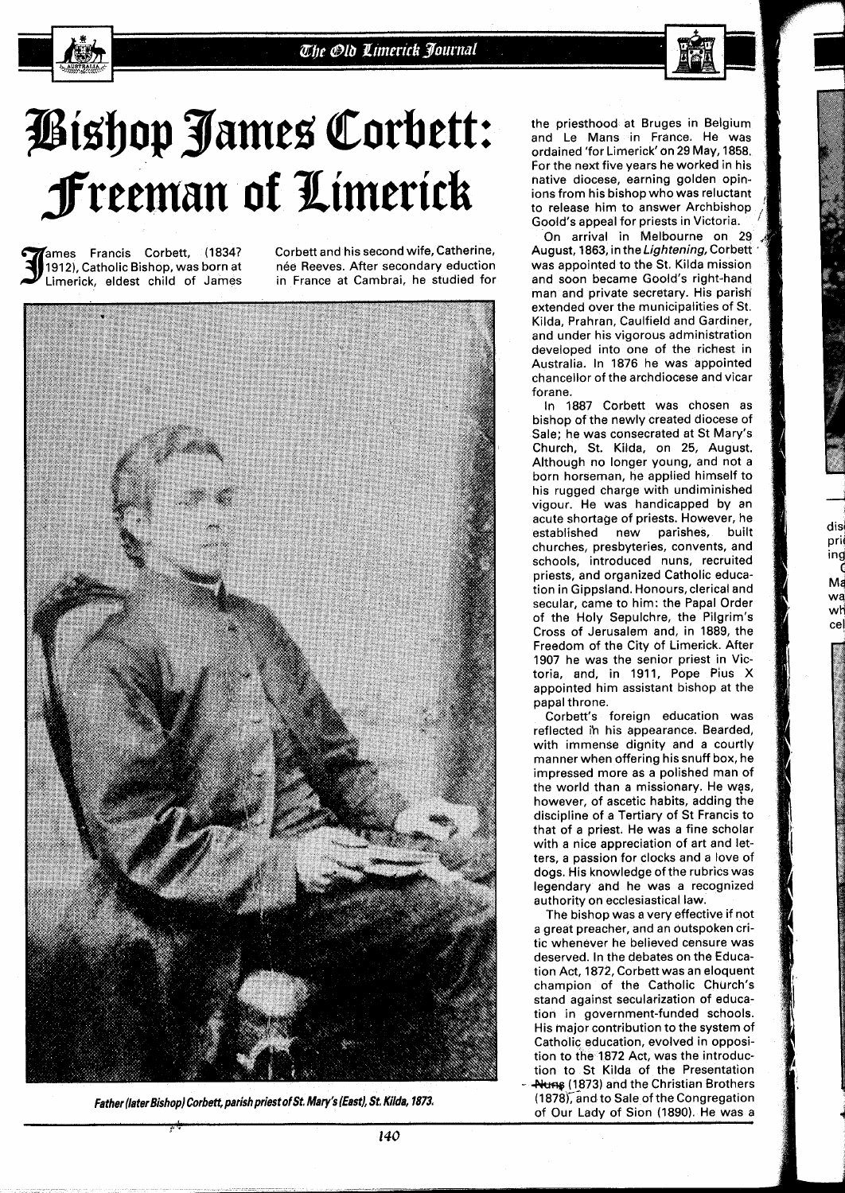# Bishop James Corbett: Freeman of Limerick

James Francis Corbett, (1834? 1912), Catholic Bishop, was born at Limerick, eldest child of James Corbett and his second wife, Catherine, née Reeves. After secondary eduction in France at Cambrai, he studied for the priesthood at Bruges in Belgium and Le Mans in France. He was ordained 'for Limerick' on 29 May, 1858. For the next five years he worked in his native diocese, earning golden opinions from his bishop who was reluctant to release him to answer Archbishop Goold's appeal for priests in Victoria.

On arrival in Melbourne on 29 August, 1863, in the *Lightening,* Corbett was appointed to the St. Kilda mission and soon became Goold's right-hand man and private secretary. His parish extended over the municipalities of St. Kilda, Prahran, Caulfield and Gardiner, and under his vigorous administration developed into one of the richest in Australia. In 1876 he was appointed chancellor of the archdiocese and vicar forane.

In 1887 Corbett was chosen as bishop of the newly created diocese of Sale; he was consecrated at St Mary's Church, St. Kilda, on 25, August. Although no longer young, and not a born horseman, he applied himself to his rugged charge with undiminished vigour. He was handicapped by an acute shortage of priests. However, he established new parishes, built churches, presbyteries, convents, and schools, introduced nuns, recruited priests, and organized Catholic education in Gippsland. Honours, clerical and secular, came to him: the Papal Order of the Holy Sepulchre, the Pilgrim's Cross of Jerusalem and, in 1889, the Freedom of the City of Limerick. After 1907 he was the senior priest in Victoria, and, in 1911, Pope Pius X appointed him assistant bishop at the papal throne.

Corbett's foreign education was reflected in his appearance. Bearded, with immense dignity and a courtly manner when offering his snuff box, he impressed more as a polished man of the world than a missionary. He was, however, of ascetic habits, adding the discipline of a Tertiary of St Francis to that of a priest. He was a fine scholar with a nice appreciation of art and letters, a passion for clocks and a love of dogs. His knowledge of the rubrics was legendary and he was a recognized authority on ecclesiastical law.

The bishop was a very effective if not a great preacher, and an outspoken critic whenever he believed censure was deserved. In the debates on the Education Act, 1872, Corbett was an eloquent champion of the Catholic Church's stand against secularization of education in government-funded schools. His major contribution to the system of Catholic education, evolved in opposition to the 1872 Act, was the introduction to St Kilda of the Presentation Nuns (1873) and the Christian Brothers (1878), and to Sale of the Congregation of Our Lady of Sion (1890). He was a

*Father (later Bishop) Corbett, parish priest of St. Mary's (East), St. Kilda, 1873.*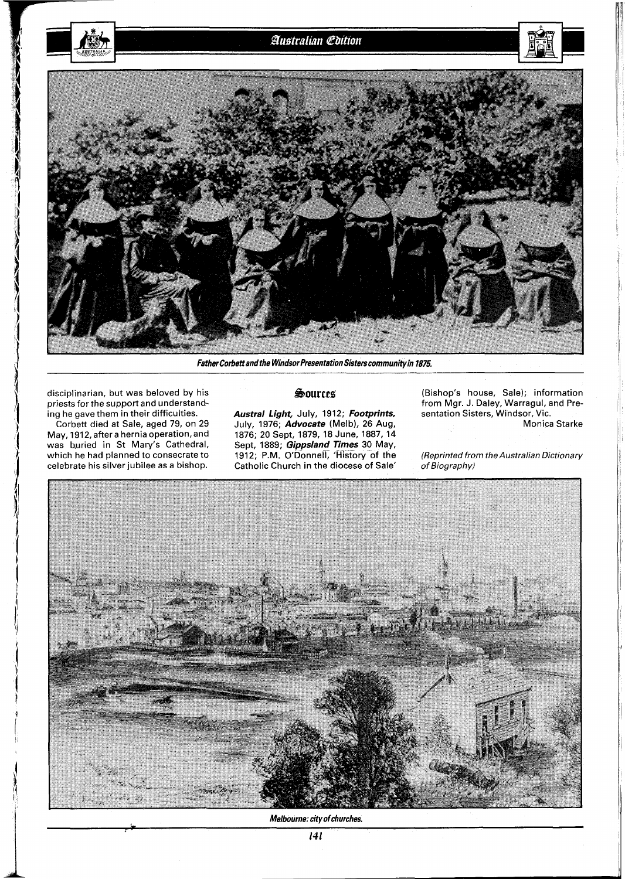Father Corbett and the Windsor Presentation Sisters community in 1875.

disciplinarian, but was beloved by his priests for the support and understanding he gave them in their difficulties.

Corbett died at Sale, aged 79, on 29 May, 1912, after a hernia operation, and was buried in St Mary's Cathedral, which he had planned to consecrate to celebrate his silver jubilee as a bishop.

## Sources

***Austral Light,*** July, 1912; ***Footprints,*** July, 1976; ***Advocate*** (Melb), 26 Aug, 1876; 20 Sept, 1879, 18 June, 1887, 14 Sept, 1889; ***Gippsland Times*** 30 May, 1912; P.M. O'Donnell, 'History of the Catholic Church in the diocese of Sale' (Bishop's house, Sale); information from Mgr. J. Daley, Warragul, and Presentation Sisters, Windsor, Vic.

Monica Starke

*(Reprinted from the Australian Dictionary of Biography)*

Melbourne: city of churches.